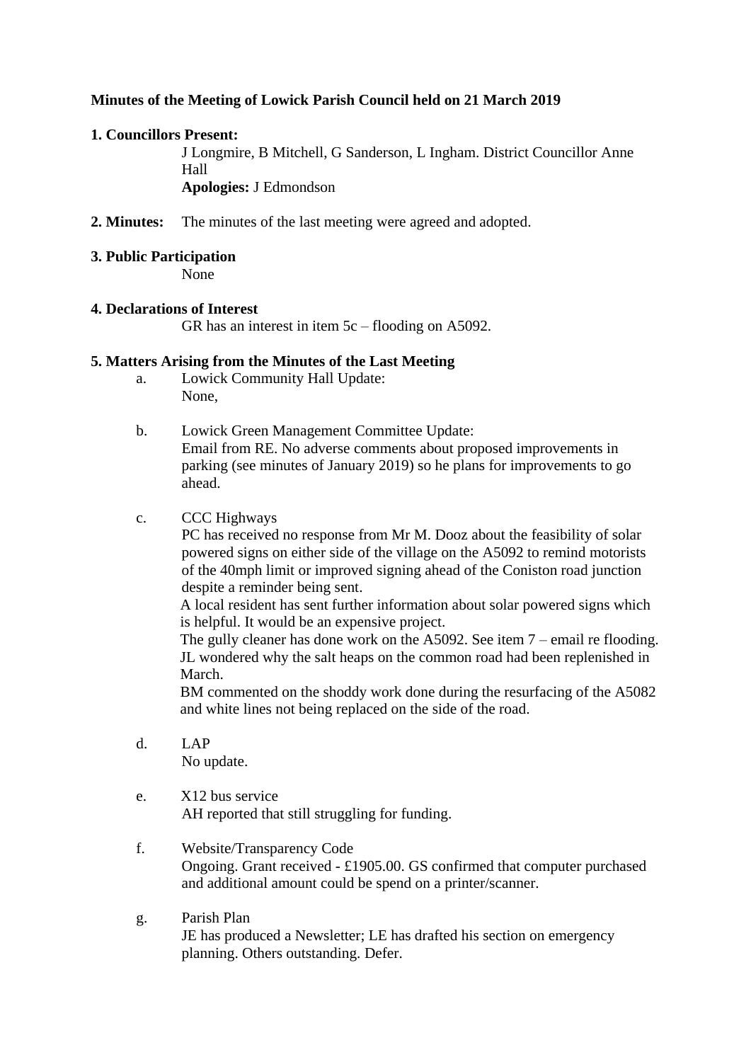**Minutes of the Meeting of Lowick Parish Council held on 21 March 2019**

**1. Councillors Present:**

J Longmire, B Mitchell, G Sanderson, L Ingham. District Councillor Anne Hall

**Apologies:** J Edmondson

**2. Minutes:** The minutes of the last meeting were agreed and adopted.

**3. Public Participation**

None

**4. Declarations of Interest**

GR has an interest in item 5c – flooding on A5092.

**5. Matters Arising from the Minutes of the Last Meeting**

a. Lowick Community Hall Update:
None,

b. Lowick Green Management Committee Update:
Email from RE. No adverse comments about proposed improvements in parking (see minutes of January 2019) so he plans for improvements to go ahead.

c. CCC Highways
PC has received no response from Mr M. Dooz about the feasibility of solar powered signs on either side of the village on the A5092 to remind motorists of the 40mph limit or improved signing ahead of the Coniston road junction despite a reminder being sent.
A local resident has sent further information about solar powered signs which is helpful. It would be an expensive project.
The gully cleaner has done work on the A5092. See item 7 – email re flooding.
JL wondered why the salt heaps on the common road had been replenished in March.
BM commented on the shoddy work done during the resurfacing of the A5082 and white lines not being replaced on the side of the road.

d. LAP
No update.

e. X12 bus service
AH reported that still struggling for funding.

f. Website/Transparency Code
Ongoing. Grant received - £1905.00. GS confirmed that computer purchased and additional amount could be spend on a printer/scanner.

g. Parish Plan
JE has produced a Newsletter; LE has drafted his section on emergency planning. Others outstanding. Defer.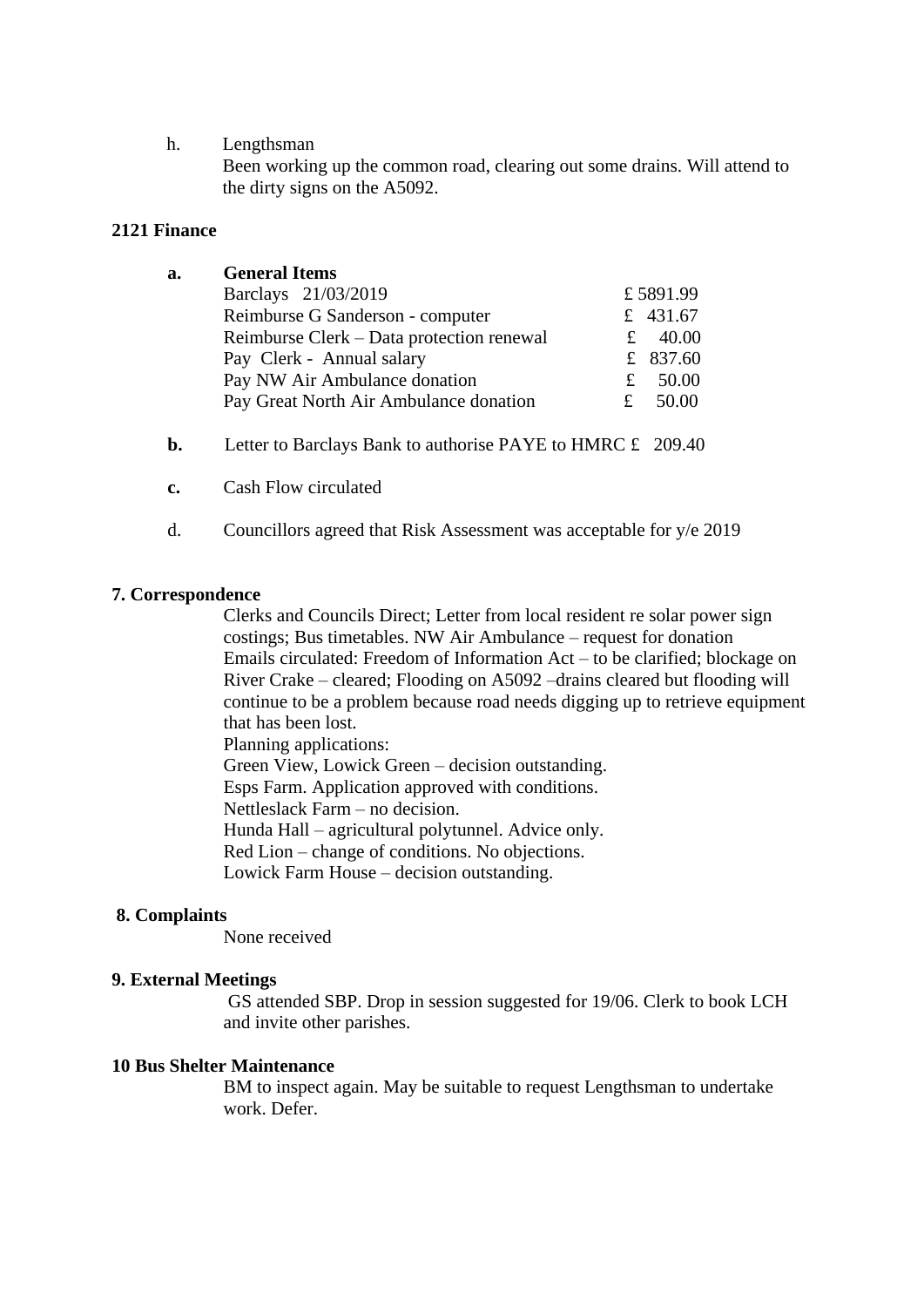h. Lengthsman
Been working up the common road, clearing out some drains. Will attend to the dirty signs on the A5092.

**2121 Finance**

**a. General Items**

| | |
|---|---|
| Barclays 21/03/2019 | £ 5891.99 |
| Reimburse G Sanderson - computer | £ 431.67 |
| Reimburse Clerk – Data protection renewal | £ 40.00 |
| Pay Clerk - Annual salary | £ 837.60 |
| Pay NW Air Ambulance donation | £ 50.00 |
| Pay Great North Air Ambulance donation | £ 50.00 |

**b.** Letter to Barclays Bank to authorise PAYE to HMRC £ 209.40

**c.** Cash Flow circulated

d. Councillors agreed that Risk Assessment was acceptable for y/e 2019

**7. Correspondence**

Clerks and Councils Direct; Letter from local resident re solar power sign costings; Bus timetables. NW Air Ambulance – request for donation
Emails circulated: Freedom of Information Act – to be clarified; blockage on River Crake – cleared; Flooding on A5092 –drains cleared but flooding will continue to be a problem because road needs digging up to retrieve equipment that has been lost.
Planning applications:
Green View, Lowick Green – decision outstanding.
Esps Farm. Application approved with conditions.
Nettleslack Farm – no decision.
Hunda Hall – agricultural polytunnel. Advice only.
Red Lion – change of conditions. No objections.
Lowick Farm House – decision outstanding.

**8. Complaints**

None received

**9. External Meetings**

GS attended SBP. Drop in session suggested for 19/06. Clerk to book LCH and invite other parishes.

**10 Bus Shelter Maintenance**

BM to inspect again. May be suitable to request Lengthsman to undertake work. Defer.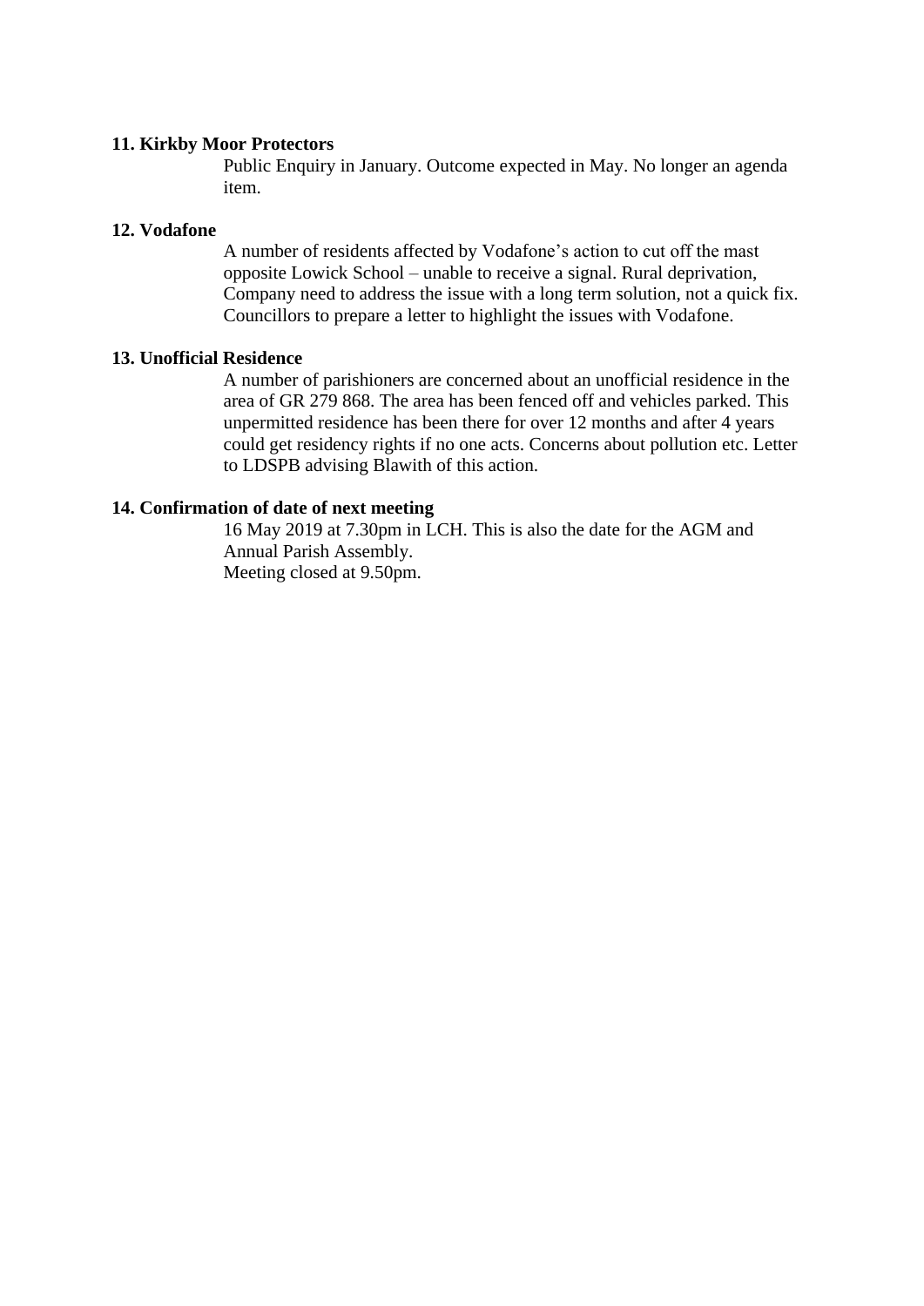**11. Kirkby Moor Protectors**

Public Enquiry in January. Outcome expected in May. No longer an agenda item.

**12. Vodafone**

A number of residents affected by Vodafone's action to cut off the mast opposite Lowick School – unable to receive a signal. Rural deprivation, Company need to address the issue with a long term solution, not a quick fix. Councillors to prepare a letter to highlight the issues with Vodafone.

**13. Unofficial Residence**

A number of parishioners are concerned about an unofficial residence in the area of GR 279 868. The area has been fenced off and vehicles parked. This unpermitted residence has been there for over 12 months and after 4 years could get residency rights if no one acts. Concerns about pollution etc. Letter to LDSPB advising Blawith of this action.

**14. Confirmation of date of next meeting**

16 May 2019 at 7.30pm in LCH. This is also the date for the AGM and Annual Parish Assembly.
Meeting closed at 9.50pm.